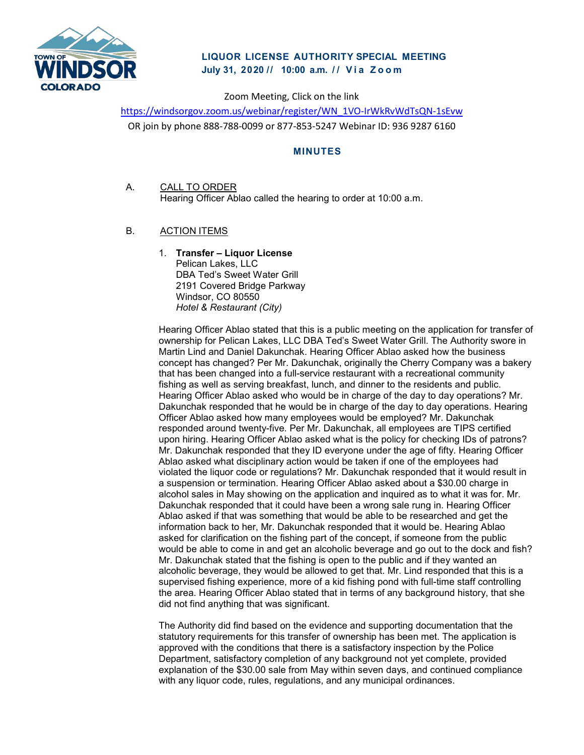# LIQUOR LICENSE AUTHORITY SPECIAL MEETING

**July 31, 2020 // 10:00 a.m. // Via Zoom**

Zoom Meeting, Click on the link

https://windsorgov.zoom.us/webinar/register/WN_1VO-IrWkRvWdTsQN-1sEvw

OR join by phone 888-788-0099 or 877-853-5247 Webinar ID: 936 9287 6160

## MINUTES

A. CALL TO ORDER

Hearing Officer Ablao called the hearing to order at 10:00 a.m.

B. ACTION ITEMS

1. **Transfer – Liquor License**
   Pelican Lakes, LLC
   DBA Ted's Sweet Water Grill
   2191 Covered Bridge Parkway
   Windsor, CO 80550
   *Hotel & Restaurant (City)*

Hearing Officer Ablao stated that this is a public meeting on the application for transfer of ownership for Pelican Lakes, LLC DBA Ted's Sweet Water Grill. The Authority swore in Martin Lind and Daniel Dakunchak. Hearing Officer Ablao asked how the business concept has changed? Per Mr. Dakunchak, originally the Cherry Company was a bakery that has been changed into a full-service restaurant with a recreational community fishing as well as serving breakfast, lunch, and dinner to the residents and public. Hearing Officer Ablao asked who would be in charge of the day to day operations? Mr. Dakunchak responded that he would be in charge of the day to day operations. Hearing Officer Ablao asked how many employees would be employed? Mr. Dakunchak responded around twenty-five. Per Mr. Dakunchak, all employees are TIPS certified upon hiring. Hearing Officer Ablao asked what is the policy for checking IDs of patrons? Mr. Dakunchak responded that they ID everyone under the age of fifty. Hearing Officer Ablao asked what disciplinary action would be taken if one of the employees had violated the liquor code or regulations? Mr. Dakunchak responded that it would result in a suspension or termination. Hearing Officer Ablao asked about a $30.00 charge in alcohol sales in May showing on the application and inquired as to what it was for. Mr. Dakunchak responded that it could have been a wrong sale rung in. Hearing Officer Ablao asked if that was something that would be able to be researched and get the information back to her, Mr. Dakunchak responded that it would be. Hearing Ablao asked for clarification on the fishing part of the concept, if someone from the public would be able to come in and get an alcoholic beverage and go out to the dock and fish? Mr. Dakunchak stated that the fishing is open to the public and if they wanted an alcoholic beverage, they would be allowed to get that. Mr. Lind responded that this is a supervised fishing experience, more of a kid fishing pond with full-time staff controlling the area. Hearing Officer Ablao stated that in terms of any background history, that she did not find anything that was significant.

The Authority did find based on the evidence and supporting documentation that the statutory requirements for this transfer of ownership has been met. The application is approved with the conditions that there is a satisfactory inspection by the Police Department, satisfactory completion of any background not yet complete, provided explanation of the $30.00 sale from May within seven days, and continued compliance with any liquor code, rules, regulations, and any municipal ordinances.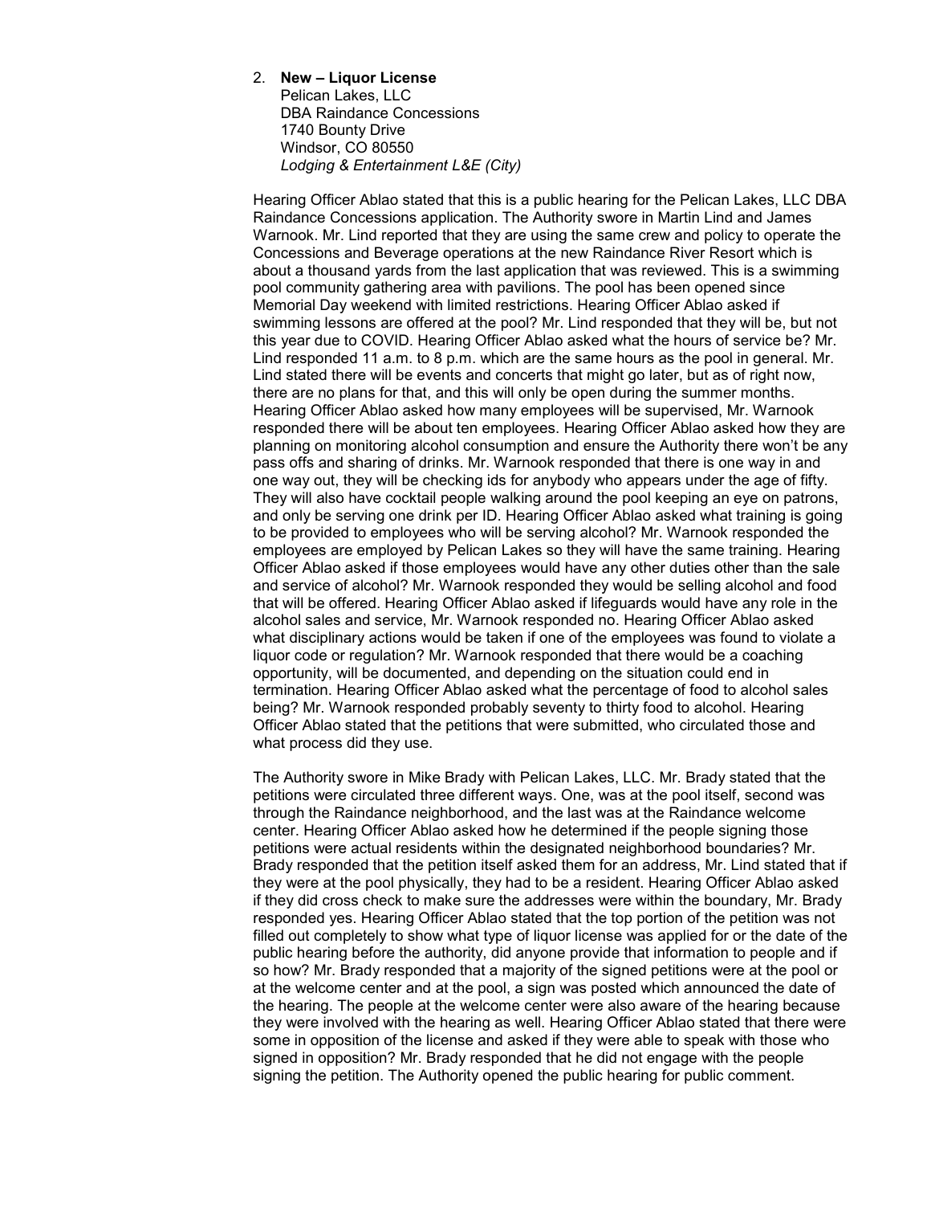2. **New – Liquor License**
   Pelican Lakes, LLC
   DBA Raindance Concessions
   1740 Bounty Drive
   Windsor, CO 80550
   *Lodging & Entertainment L&E (City)*

Hearing Officer Ablao stated that this is a public hearing for the Pelican Lakes, LLC DBA Raindance Concessions application. The Authority swore in Martin Lind and James Warnook. Mr. Lind reported that they are using the same crew and policy to operate the Concessions and Beverage operations at the new Raindance River Resort which is about a thousand yards from the last application that was reviewed. This is a swimming pool community gathering area with pavilions. The pool has been opened since Memorial Day weekend with limited restrictions. Hearing Officer Ablao asked if swimming lessons are offered at the pool? Mr. Lind responded that they will be, but not this year due to COVID. Hearing Officer Ablao asked what the hours of service be? Mr. Lind responded 11 a.m. to 8 p.m. which are the same hours as the pool in general. Mr. Lind stated there will be events and concerts that might go later, but as of right now, there are no plans for that, and this will only be open during the summer months. Hearing Officer Ablao asked how many employees will be supervised, Mr. Warnook responded there will be about ten employees. Hearing Officer Ablao asked how they are planning on monitoring alcohol consumption and ensure the Authority there won't be any pass offs and sharing of drinks. Mr. Warnook responded that there is one way in and one way out, they will be checking ids for anybody who appears under the age of fifty. They will also have cocktail people walking around the pool keeping an eye on patrons, and only be serving one drink per ID. Hearing Officer Ablao asked what training is going to be provided to employees who will be serving alcohol? Mr. Warnook responded the employees are employed by Pelican Lakes so they will have the same training. Hearing Officer Ablao asked if those employees would have any other duties other than the sale and service of alcohol? Mr. Warnook responded they would be selling alcohol and food that will be offered. Hearing Officer Ablao asked if lifeguards would have any role in the alcohol sales and service, Mr. Warnook responded no. Hearing Officer Ablao asked what disciplinary actions would be taken if one of the employees was found to violate a liquor code or regulation? Mr. Warnook responded that there would be a coaching opportunity, will be documented, and depending on the situation could end in termination. Hearing Officer Ablao asked what the percentage of food to alcohol sales being? Mr. Warnook responded probably seventy to thirty food to alcohol. Hearing Officer Ablao stated that the petitions that were submitted, who circulated those and what process did they use.

The Authority swore in Mike Brady with Pelican Lakes, LLC. Mr. Brady stated that the petitions were circulated three different ways. One, was at the pool itself, second was through the Raindance neighborhood, and the last was at the Raindance welcome center. Hearing Officer Ablao asked how he determined if the people signing those petitions were actual residents within the designated neighborhood boundaries? Mr. Brady responded that the petition itself asked them for an address, Mr. Lind stated that if they were at the pool physically, they had to be a resident. Hearing Officer Ablao asked if they did cross check to make sure the addresses were within the boundary, Mr. Brady responded yes. Hearing Officer Ablao stated that the top portion of the petition was not filled out completely to show what type of liquor license was applied for or the date of the public hearing before the authority, did anyone provide that information to people and if so how? Mr. Brady responded that a majority of the signed petitions were at the pool or at the welcome center and at the pool, a sign was posted which announced the date of the hearing. The people at the welcome center were also aware of the hearing because they were involved with the hearing as well. Hearing Officer Ablao stated that there were some in opposition of the license and asked if they were able to speak with those who signed in opposition? Mr. Brady responded that he did not engage with the people signing the petition. The Authority opened the public hearing for public comment.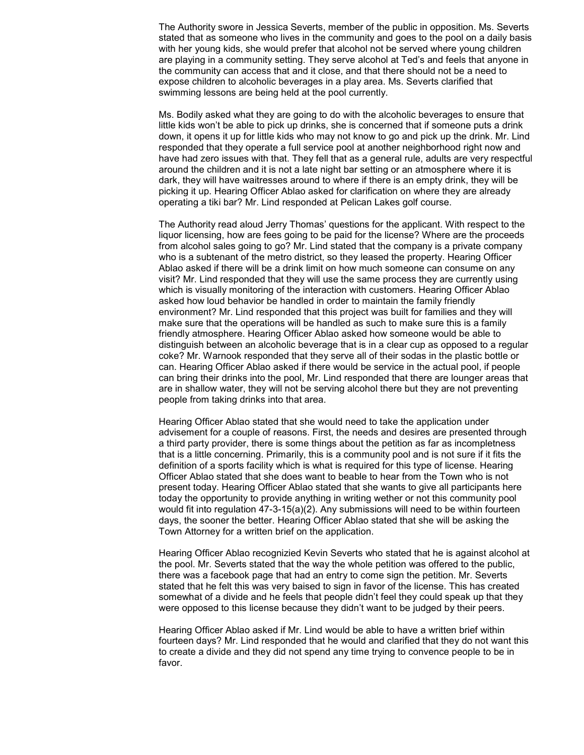The Authority swore in Jessica Severts, member of the public in opposition. Ms. Severts stated that as someone who lives in the community and goes to the pool on a daily basis with her young kids, she would prefer that alcohol not be served where young children are playing in a community setting. They serve alcohol at Ted's and feels that anyone in the community can access that and it close, and that there should not be a need to expose children to alcoholic beverages in a play area. Ms. Severts clarified that swimming lessons are being held at the pool currently.

Ms. Bodily asked what they are going to do with the alcoholic beverages to ensure that little kids won't be able to pick up drinks, she is concerned that if someone puts a drink down, it opens it up for little kids who may not know to go and pick up the drink. Mr. Lind responded that they operate a full service pool at another neighborhood right now and have had zero issues with that. They fell that as a general rule, adults are very respectful around the children and it is not a late night bar setting or an atmosphere where it is dark, they will have waitresses around to where if there is an empty drink, they will be picking it up. Hearing Officer Ablao asked for clarification on where they are already operating a tiki bar? Mr. Lind responded at Pelican Lakes golf course.

The Authority read aloud Jerry Thomas' questions for the applicant. With respect to the liquor licensing, how are fees going to be paid for the license? Where are the proceeds from alcohol sales going to go? Mr. Lind stated that the company is a private company who is a subtenant of the metro district, so they leased the property. Hearing Officer Ablao asked if there will be a drink limit on how much someone can consume on any visit? Mr. Lind responded that they will use the same process they are currently using which is visually monitoring of the interaction with customers. Hearing Officer Ablao asked how loud behavior be handled in order to maintain the family friendly environment? Mr. Lind responded that this project was built for families and they will make sure that the operations will be handled as such to make sure this is a family friendly atmosphere. Hearing Officer Ablao asked how someone would be able to distinguish between an alcoholic beverage that is in a clear cup as opposed to a regular coke? Mr. Warnook responded that they serve all of their sodas in the plastic bottle or can. Hearing Officer Ablao asked if there would be service in the actual pool, if people can bring their drinks into the pool, Mr. Lind responded that there are lounger areas that are in shallow water, they will not be serving alcohol there but they are not preventing people from taking drinks into that area.

Hearing Officer Ablao stated that she would need to take the application under advisement for a couple of reasons. First, the needs and desires are presented through a third party provider, there is some things about the petition as far as incompletness that is a little concerning. Primarily, this is a community pool and is not sure if it fits the definition of a sports facility which is what is required for this type of license. Hearing Officer Ablao stated that she does want to beable to hear from the Town who is not present today. Hearing Officer Ablao stated that she wants to give all participants here today the opportunity to provide anything in writing wether or not this community pool would fit into regulation 47-3-15(a)(2). Any submissions will need to be within fourteen days, the sooner the better. Hearing Officer Ablao stated that she will be asking the Town Attorney for a written brief on the application.

Hearing Officer Ablao recognizied Kevin Severts who stated that he is against alcohol at the pool. Mr. Severts stated that the way the whole petition was offered to the public, there was a facebook page that had an entry to come sign the petition. Mr. Severts stated that he felt this was very baised to sign in favor of the license. This has created somewhat of a divide and he feels that people didn't feel they could speak up that they were opposed to this license because they didn't want to be judged by their peers.

Hearing Officer Ablao asked if Mr. Lind would be able to have a written brief within fourteen days? Mr. Lind responded that he would and clarified that they do not want this to create a divide and they did not spend any time trying to convence people to be in favor.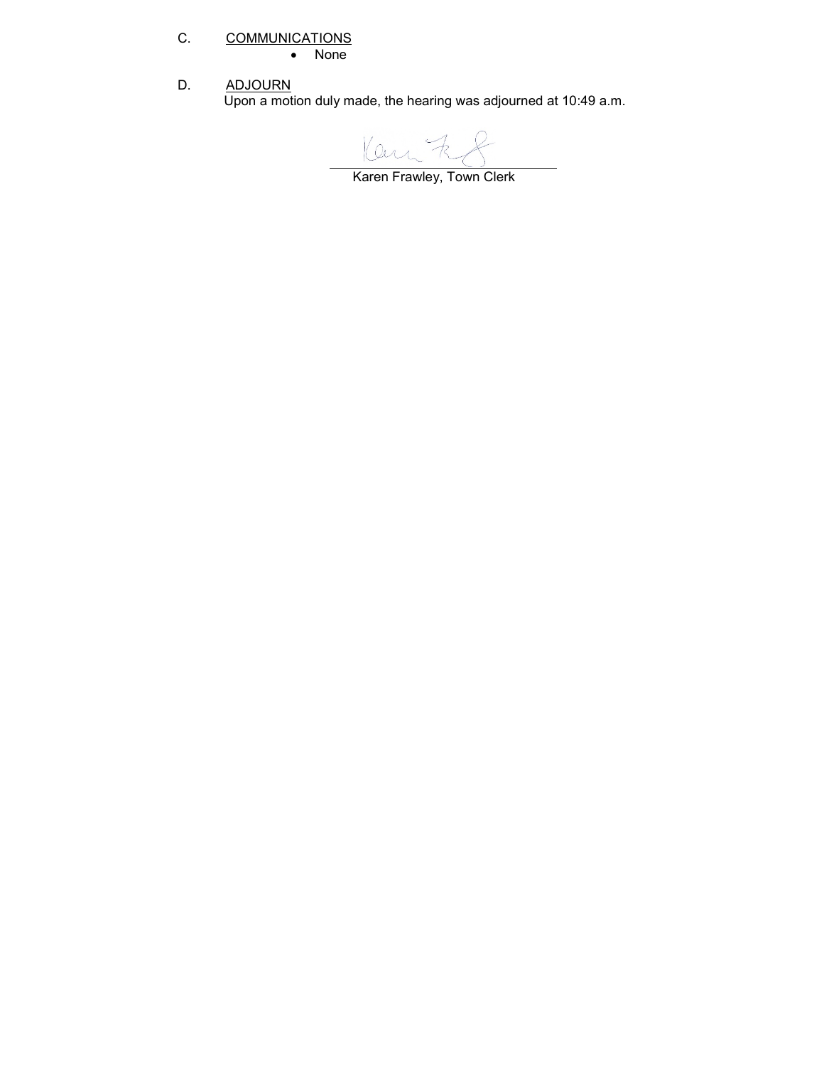C. <u>COMMUNICATIONS</u>

- None

D. <u>ADJOURN</u>

Upon a motion duly made, the hearing was adjourned at 10:49 a.m.

Karen Frawley, Town Clerk